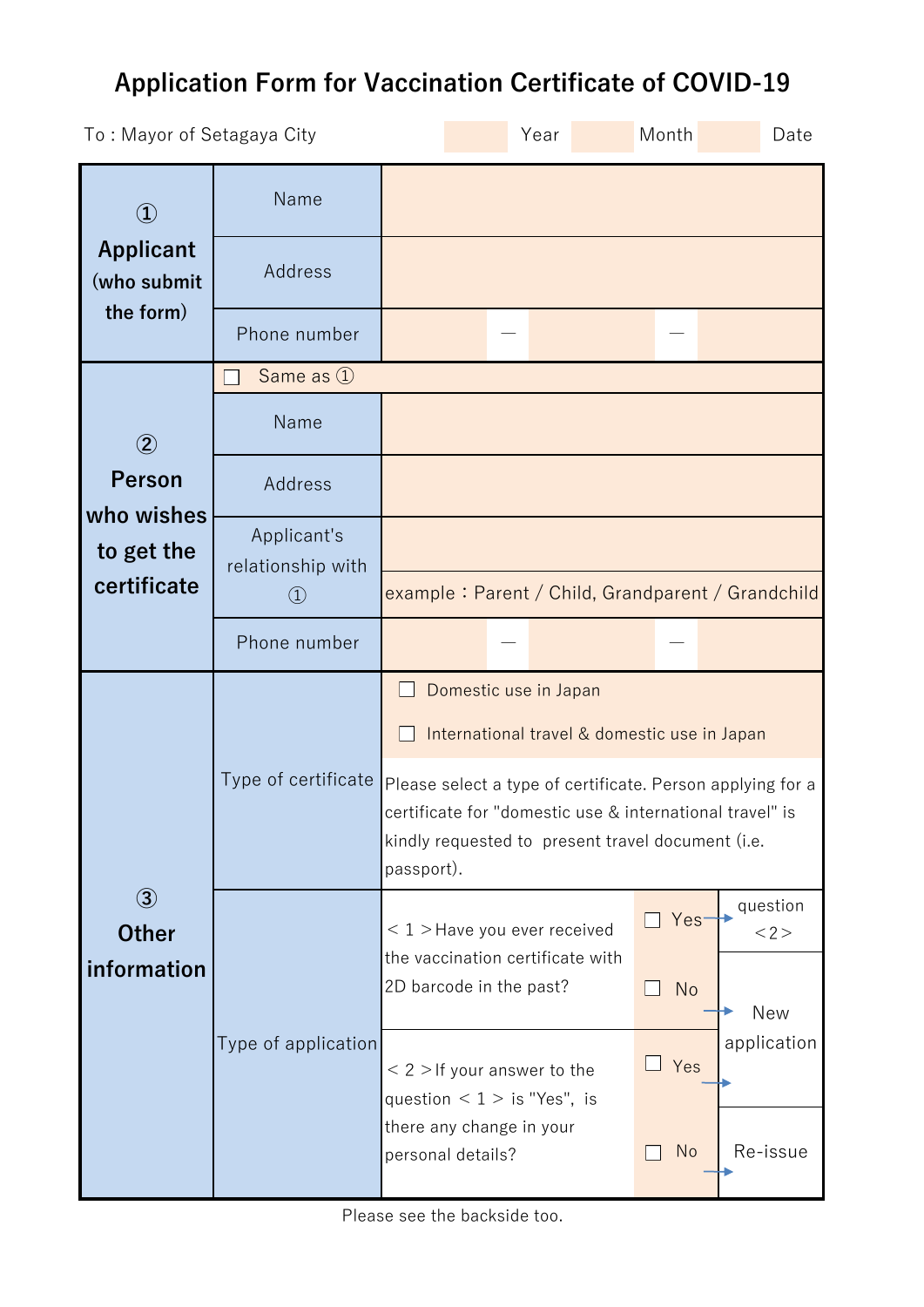# Application Form for Vaccination Certificate of COVID-19

To : Mayor of Setagaya City　　　　Year　　　　Month　　　　Date

| Section | Field | | | |
|---|---|---|---|---|
| ① **Applicant** (who submit the form) | Name | | | |
| | Address | | | |
| | Phone number | — — | | |
| ② **Person who wishes to get the certificate** | ☐ Same as ① | | | |
| | Name | | | |
| | Address | | | |
| | Applicant's relationship with ① | example：Parent / Child, Grandparent / Grandchild | | |
| | Phone number | — — | | |
| ③ **Other information** | Type of certificate | ☐ Domestic use in Japan<br>☐ International travel & domestic use in Japan<br><br>Please select a type of certificate. Person applying for a certificate for "domestic use & international travel" is kindly requested to present travel document (i.e. passport). | | |
| | Type of application | < 1 >Have you ever received the vaccination certificate with 2D barcode in the past? | ☐ Yes → | question < 2 > |
| | | | ☐ No → | New application |
| | | < 2 >If your answer to the question < 1 > is "Yes", is there any change in your personal details? | ☐ Yes → | New application |
| | | | ☐ No → | Re-issue |

Please see the backside too.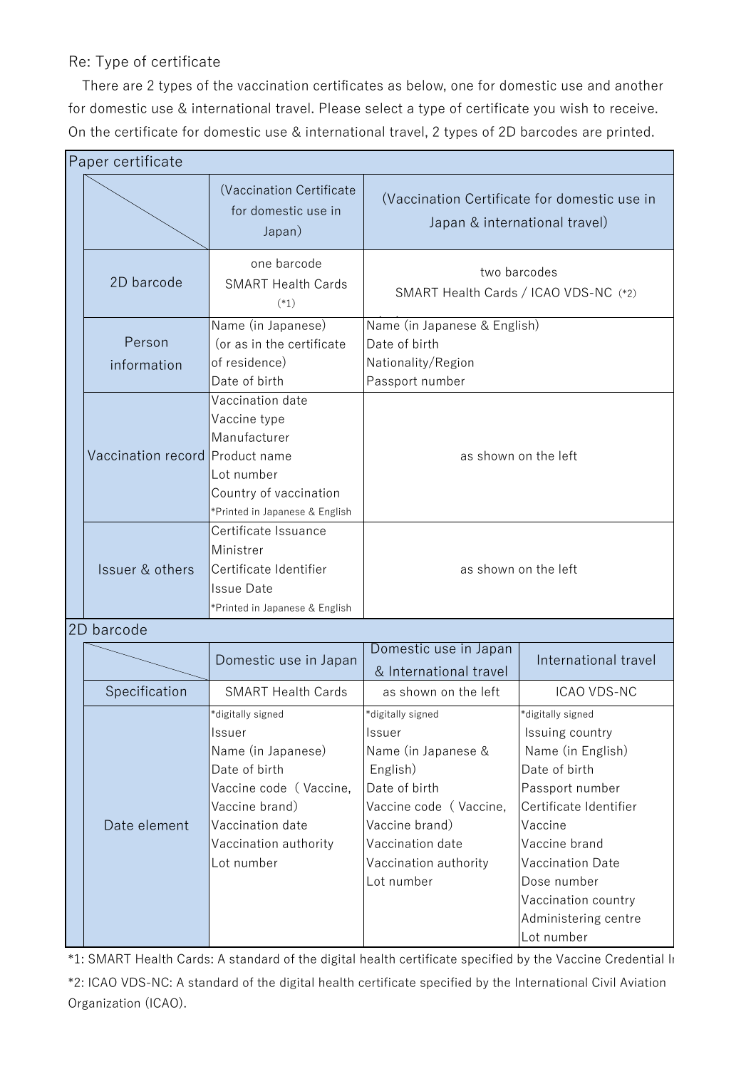Re: Type of certificate

There are 2 types of the vaccination certificates as below, one for domestic use and another for domestic use & international travel. Please select a type of certificate you wish to receive. On the certificate for domestic use & international travel, 2 types of 2D barcodes are printed.

Paper certificate

| | (Vaccination Certificate for domestic use in Japan) | (Vaccination Certificate for domestic use in Japan & international travel) |
|---|---|---|
| 2D barcode | one barcode<br>SMART Health Cards (*1) | two barcodes<br>SMART Health Cards / ICAO VDS-NC (*2) |
| Person information | Name (in Japanese)<br>(or as in the certificate of residence)<br>Date of birth | Name (in Japanese & English)<br>Date of birth<br>Nationality/Region<br>Passport number |
| Vaccination record | Vaccination date<br>Vaccine type<br>Manufacturer<br>Product name<br>Lot number<br>Country of vaccination<br>*Printed in Japanese & English | as shown on the left |
| Issuer & others | Certificate Issuance<br>Ministrer<br>Certificate Identifier<br>Issue Date<br>*Printed in Japanese & English | as shown on the left |

2D barcode

| | Domestic use in Japan | Domestic use in Japan & International travel | International travel |
|---|---|---|---|
| Specification | SMART Health Cards | as shown on the left | ICAO VDS-NC |
| Date element | *digitally signed<br>Issuer<br>Name (in Japanese)<br>Date of birth<br>Vaccine code（Vaccine, Vaccine brand)<br>Vaccination date<br>Vaccination authority<br>Lot number | *digitally signed<br>Issuer<br>Name (in Japanese & English)<br>Date of birth<br>Vaccine code（Vaccine, Vaccine brand)<br>Vaccination date<br>Vaccination authority<br>Lot number | *digitally signed<br>Issuing country<br>Name (in English)<br>Date of birth<br>Passport number<br>Certificate Identifier<br>Vaccine<br>Vaccine brand<br>Vaccination Date<br>Dose number<br>Vaccination country<br>Administering centre<br>Lot number |

*1: SMART Health Cards: A standard of the digital health certificate specified by the Vaccine Credential I

*2: ICAO VDS-NC: A standard of the digital health certificate specified by the International Civil Aviation Organization (ICAO).